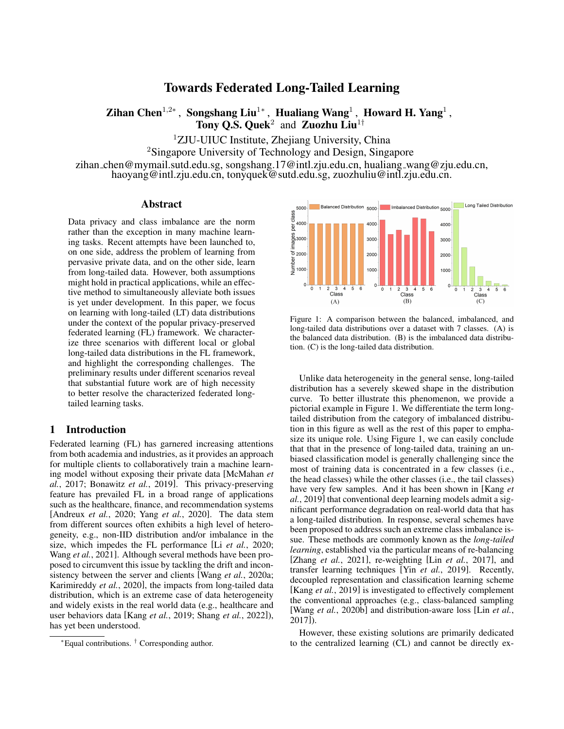# Towards Federated Long-Tailed Learning

**Zihan Chen**[1,2*], **Songshang Liu**[1*], **Hualiang Wang**[1], **Howard H. Yang**[1], **Tony Q.S. Quek**[2] and **Zuozhu Liu**[1†]

[1]ZJU-UIUC Institute, Zhejiang University, China
[2]Singapore University of Technology and Design, Singapore
zihan_chen@mymail.sutd.edu.sg, songshang.17@intl.zju.edu.cn, hualiang_wang@zju.edu.cn, haoyang@intl.zju.edu.cn, tonyquek@sutd.edu.sg, zuozhuliu@intl.zju.edu.cn.

## Abstract

Data privacy and class imbalance are the norm rather than the exception in many machine learning tasks. Recent attempts have been launched to, on one side, address the problem of learning from pervasive private data, and on the other side, learn from long-tailed data. However, both assumptions might hold in practical applications, while an effective method to simultaneously alleviate both issues is yet under development. In this paper, we focus on learning with long-tailed (LT) data distributions under the context of the popular privacy-preserved federated learning (FL) framework. We characterize three scenarios with different local or global long-tailed data distributions in the FL framework, and highlight the corresponding challenges. The preliminary results under different scenarios reveal that substantial future work are of high necessity to better resolve the characterized federated long-tailed learning tasks.

## 1 Introduction

Federated learning (FL) has garnered increasing attentions from both academia and industries, as it provides an approach for multiple clients to collaboratively train a machine learning model without exposing their private data [McMahan *et al.*, 2017; Bonawitz *et al.*, 2019]. This privacy-preserving feature has prevailed FL in a broad range of applications such as the healthcare, finance, and recommendation systems [Andreux *et al.*, 2020; Yang *et al.*, 2020]. The data stem from different sources often exhibits a high level of heterogeneity, e.g., non-IID distribution and/or imbalance in the size, which impedes the FL performance [Li *et al.*, 2020; Wang *et al.*, 2021]. Although several methods have been proposed to circumvent this issue by tackling the drift and inconsistency between the server and clients [Wang *et al.*, 2020a; Karimireddy *et al.*, 2020], the impacts from long-tailed data distribution, which is an extreme case of data heterogeneity and widely exists in the real world data (e.g., healthcare and user behaviors data [Kang *et al.*, 2019; Shang *et al.*, 2022]), has yet been understood.

Figure 1: A comparison between the balanced, imbalanced, and long-tailed data distributions over a dataset with 7 classes. (A) is the balanced data distribution. (B) is the imbalanced data distribution. (C) is the long-tailed data distribution.

Unlike data heterogeneity in the general sense, long-tailed distribution has a severely skewed shape in the distribution curve. To better illustrate this phenomenon, we provide a pictorial example in Figure 1. We differentiate the term long-tailed distribution from the category of imbalanced distribution in this figure as well as the rest of this paper to emphasize its unique role. Using Figure 1, we can easily conclude that that in the presence of long-tailed data, training an unbiased classification model is generally challenging since the most of training data is concentrated in a few classes (i.e., the head classes) while the other classes (i.e., the tail classes) have very few samples. And it has been shown in [Kang *et al.*, 2019] that conventional deep learning models admit a significant performance degradation on real-world data that has a long-tailed distribution. In response, several schemes have been proposed to address such an extreme class imbalance issue. These methods are commonly known as the *long-tailed learning*, established via the particular means of re-balancing [Zhang *et al.*, 2021], re-weighting [Lin *et al.*, 2017], and transfer learning techniques [Yin *et al.*, 2019]. Recently, decoupled representation and classification learning scheme [Kang *et al.*, 2019] is investigated to effectively complement the conventional approaches (e.g., class-balanced sampling [Wang *et al.*, 2020b] and distribution-aware loss [Lin *et al.*, 2017]).

However, these existing solutions are primarily dedicated to the centralized learning (CL) and cannot be directly ex-

*Equal contributions. † Corresponding author.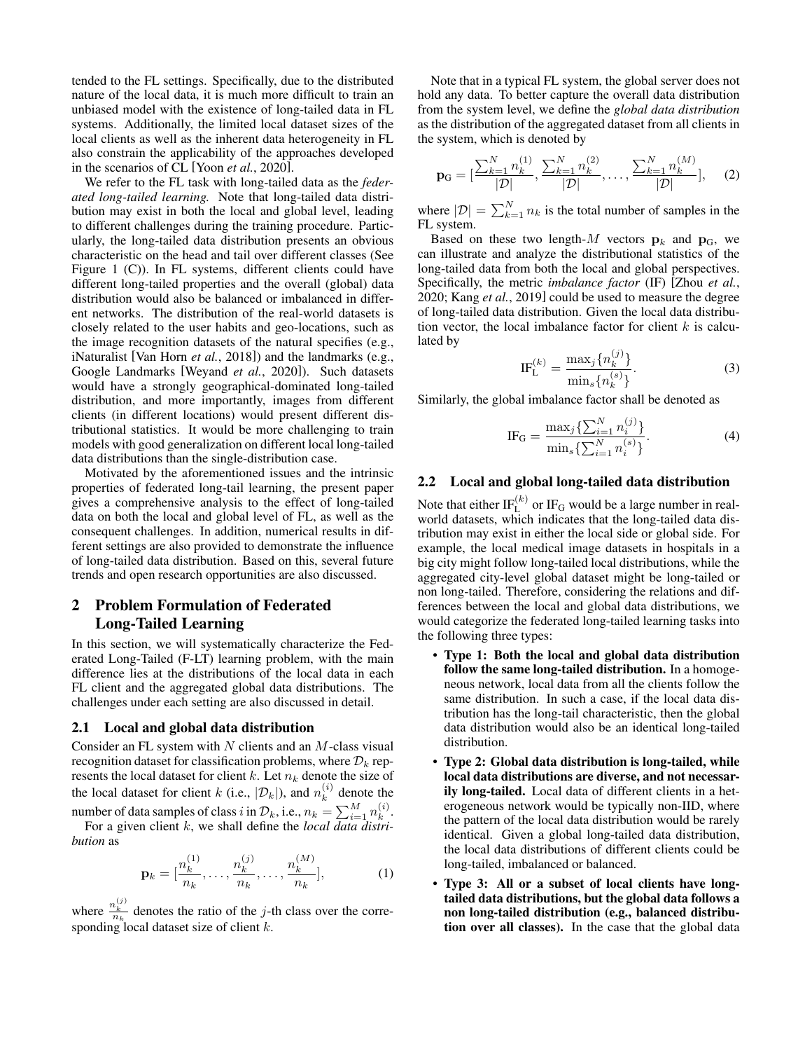tended to the FL settings. Specifically, due to the distributed nature of the local data, it is much more difficult to train an unbiased model with the existence of long-tailed data in FL systems. Additionally, the limited local dataset sizes of the local clients as well as the inherent data heterogeneity in FL also constrain the applicability of the approaches developed in the scenarios of CL [Yoon *et al.*, 2020].

We refer to the FL task with long-tailed data as the *federated long-tailed learning*. Note that long-tailed data distribution may exist in both the local and global level, leading to different challenges during the training procedure. Particularly, the long-tailed data distribution presents an obvious characteristic on the head and tail over different classes (See Figure 1 (C)). In FL systems, different clients could have different long-tailed properties and the overall (global) data distribution would also be balanced or imbalanced in different networks. The distribution of the real-world datasets is closely related to the user habits and geo-locations, such as the image recognition datasets of the natural specifies (e.g., iNaturalist [Van Horn *et al.*, 2018]) and the landmarks (e.g., Google Landmarks [Weyand *et al.*, 2020]). Such datasets would have a strongly geographical-dominated long-tailed distribution, and more importantly, images from different clients (in different locations) would present different distributional statistics. It would be more challenging to train models with good generalization on different local long-tailed data distributions than the single-distribution case.

Motivated by the aforementioned issues and the intrinsic properties of federated long-tail learning, the present paper gives a comprehensive analysis to the effect of long-tailed data on both the local and global level of FL, as well as the consequent challenges. In addition, numerical results in different settings are also provided to demonstrate the influence of long-tailed data distribution. Based on this, several future trends and open research opportunities are also discussed.

## 2 Problem Formulation of Federated Long-Tailed Learning

In this section, we will systematically characterize the Federated Long-Tailed (F-LT) learning problem, with the main difference lies at the distributions of the local data in each FL client and the aggregated global data distributions. The challenges under each setting are also discussed in detail.

### 2.1 Local and global data distribution

Consider an FL system with $N$ clients and an $M$-class visual recognition dataset for classification problems, where $\mathcal{D}_k$ represents the local dataset for client $k$. Let $n_k$ denote the size of the local dataset for client $k$ (i.e., $|\mathcal{D}_k|$), and $n_k^{(i)}$ denote the number of data samples of class $i$ in $\mathcal{D}_k$, i.e., $n_k = \sum_{i=1}^{M} n_k^{(i)}$.

For a given client $k$, we shall define the *local data distribution* as

$$\mathbf{p}_k = [\frac{n_k^{(1)}}{n_k}, \ldots, \frac{n_k^{(j)}}{n_k}, \ldots, \frac{n_k^{(M)}}{n_k}], \tag{1}$$

where $\frac{n_k^{(j)}}{n_k}$ denotes the ratio of the $j$-th class over the corresponding local dataset size of client $k$.

Note that in a typical FL system, the global server does not hold any data. To better capture the overall data distribution from the system level, we define the *global data distribution* as the distribution of the aggregated dataset from all clients in the system, which is denoted by

$$\mathbf{p}_{\text{G}} = [\frac{\sum_{k=1}^{N} n_k^{(1)}}{|\mathcal{D}|}, \frac{\sum_{k=1}^{N} n_k^{(2)}}{|\mathcal{D}|}, \ldots, \frac{\sum_{k=1}^{N} n_k^{(M)}}{|\mathcal{D}|}], \tag{2}$$

where $|\mathcal{D}| = \sum_{k=1}^{N} n_k$ is the total number of samples in the FL system.

Based on these two length-$M$ vectors $\mathbf{p}_k$ and $\mathbf{p}_{\text{G}}$, we can illustrate and analyze the distributional statistics of the long-tailed data from both the local and global perspectives. Specifically, the metric *imbalance factor* (IF) [Zhou *et al.*, 2020; Kang *et al.*, 2019] could be used to measure the degree of long-tailed data distribution. Given the local data distribution vector, the local imbalance factor for client $k$ is calculated by

$$\text{IF}_{\text{L}}^{(k)} = \frac{\max_j \{n_k^{(j)}\}}{\min_s \{n_k^{(s)}\}}. \tag{3}$$

Similarly, the global imbalance factor shall be denoted as

$$\text{IF}_{\text{G}} = \frac{\max_j \{\sum_{i=1}^{N} n_i^{(j)}\}}{\min_s \{\sum_{i=1}^{N} n_i^{(s)}\}}. \tag{4}$$

### 2.2 Local and global long-tailed data distribution

Note that either $\text{IF}_{\text{L}}^{(k)}$ or $\text{IF}_{\text{G}}$ would be a large number in real-world datasets, which indicates that the long-tailed data distribution may exist in either the local side or global side. For example, the local medical image datasets in hospitals in a big city might follow long-tailed local distributions, while the aggregated city-level global dataset might be long-tailed or non long-tailed. Therefore, considering the relations and differences between the local and global data distributions, we would categorize the federated long-tailed learning tasks into the following three types:

- **Type 1: Both the local and global data distribution follow the same long-tailed distribution.** In a homogeneous network, local data from all the clients follow the same distribution. In such a case, if the local data distribution has the long-tail characteristic, then the global data distribution would also be an identical long-tailed distribution.
- **Type 2: Global data distribution is long-tailed, while local data distributions are diverse, and not necessarily long-tailed.** Local data of different clients in a heterogeneous network would be typically non-IID, where the pattern of the local data distribution would be rarely identical. Given a global long-tailed data distribution, the local data distributions of different clients could be long-tailed, imbalanced or balanced.
- **Type 3: All or a subset of local clients have long-tailed data distributions, but the global data follows a non long-tailed distribution (e.g., balanced distribution over all classes).** In the case that the global data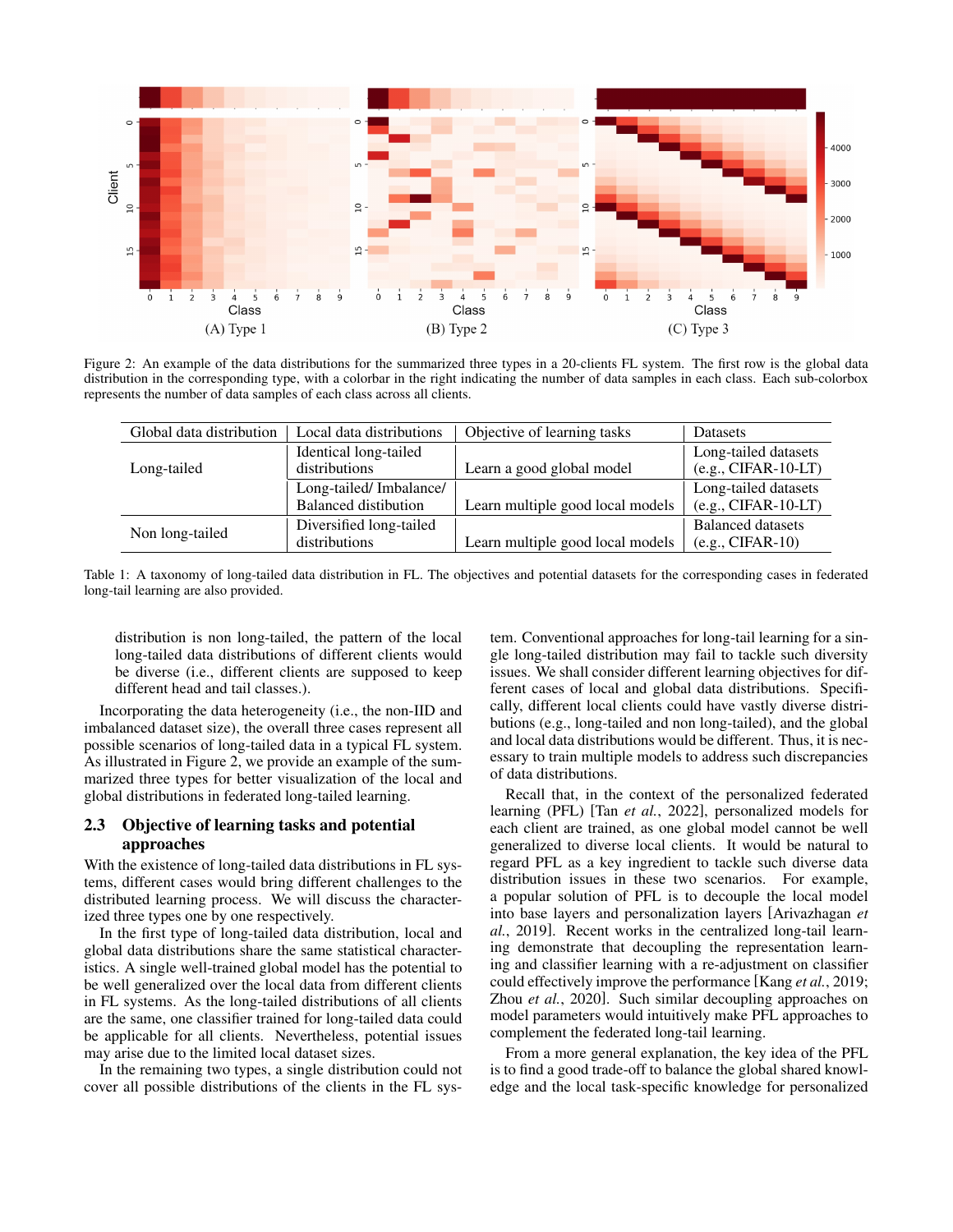Figure 2: An example of the data distributions for the summarized three types in a 20-clients FL system. The first row is the global data distribution in the corresponding type, with a colorbar in the right indicating the number of data samples in each class. Each sub-colorbox represents the number of data samples of each class across all clients.

| Global data distribution | Local data distributions | Objective of learning tasks | Datasets |
|---|---|---|---|
| Long-tailed | Identical long-tailed distributions | Learn a good global model | Long-tailed datasets (e.g., CIFAR-10-LT) |
| | Long-tailed/ Imbalance/ Balanced distibution | Learn multiple good local models | Long-tailed datasets (e.g., CIFAR-10-LT) |
| Non long-tailed | Diversified long-tailed distributions | Learn multiple good local models | Balanced datasets (e.g., CIFAR-10) |

Table 1: A taxonomy of long-tailed data distribution in FL. The objectives and potential datasets for the corresponding cases in federated long-tail learning are also provided.

distribution is non long-tailed, the pattern of the local long-tailed data distributions of different clients would be diverse (i.e., different clients are supposed to keep different head and tail classes.).

Incorporating the data heterogeneity (i.e., the non-IID and imbalanced dataset size), the overall three cases represent all possible scenarios of long-tailed data in a typical FL system. As illustrated in Figure 2, we provide an example of the summarized three types for better visualization of the local and global distributions in federated long-tailed learning.

## 2.3 Objective of learning tasks and potential approaches

With the existence of long-tailed data distributions in FL systems, different cases would bring different challenges to the distributed learning process. We will discuss the characterized three types one by one respectively.

In the first type of long-tailed data distribution, local and global data distributions share the same statistical characteristics. A single well-trained global model has the potential to be well generalized over the local data from different clients in FL systems. As the long-tailed distributions of all clients are the same, one classifier trained for long-tailed data could be applicable for all clients. Nevertheless, potential issues may arise due to the limited local dataset sizes.

In the remaining two types, a single distribution could not cover all possible distributions of the clients in the FL system. Conventional approaches for long-tail learning for a single long-tailed distribution may fail to tackle such diversity issues. We shall consider different learning objectives for different cases of local and global data distributions. Specifically, different local clients could have vastly diverse distributions (e.g., long-tailed and non long-tailed), and the global and local data distributions would be different. Thus, it is necessary to train multiple models to address such discrepancies of data distributions.

Recall that, in the context of the personalized federated learning (PFL) [Tan *et al.*, 2022], personalized models for each client are trained, as one global model cannot be well generalized to diverse local clients. It would be natural to regard PFL as a key ingredient to tackle such diverse data distribution issues in these two scenarios. For example, a popular solution of PFL is to decouple the local model into base layers and personalization layers [Arivazhagan *et al.*, 2019]. Recent works in the centralized long-tail learning demonstrate that decoupling the representation learning and classifier learning with a re-adjustment on classifier could effectively improve the performance [Kang *et al.*, 2019; Zhou *et al.*, 2020]. Such similar decoupling approaches on model parameters would intuitively make PFL approaches to complement the federated long-tail learning.

From a more general explanation, the key idea of the PFL is to find a good trade-off to balance the global shared knowledge and the local task-specific knowledge for personalized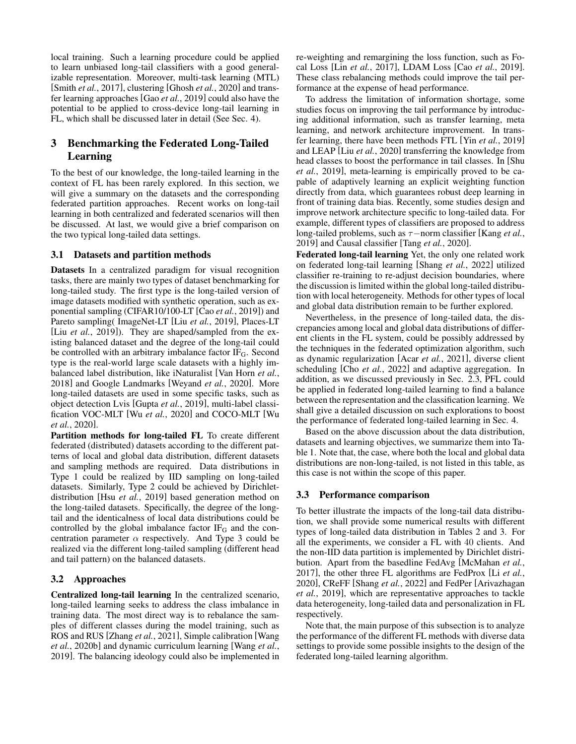local training. Such a learning procedure could be applied to learn unbiased long-tail classifiers with a good generalizable representation. Moreover, multi-task learning (MTL) [Smith *et al.*, 2017], clustering [Ghosh *et al.*, 2020] and transfer learning approaches [Gao *et al.*, 2019] could also have the potential to be applied to cross-device long-tail learning in FL, which shall be discussed later in detail (See Sec. 4).

## 3 Benchmarking the Federated Long-Tailed Learning

To the best of our knowledge, the long-tailed learning in the context of FL has been rarely explored. In this section, we will give a summary on the datasets and the corresponding federated partition approaches. Recent works on long-tail learning in both centralized and federated scenarios will then be discussed. At last, we would give a brief comparison on the two typical long-tailed data settings.

### 3.1 Datasets and partition methods

**Datasets** In a centralized paradigm for visual recognition tasks, there are mainly two types of dataset benchmarking for long-tailed study. The first type is the long-tailed version of image datasets modified with synthetic operation, such as exponential sampling (CIFAR10/100-LT [Cao *et al.*, 2019]) and Pareto sampling( ImageNet-LT [Liu *et al.*, 2019], Places-LT [Liu *et al.*, 2019]). They are shaped/sampled from the existing balanced dataset and the degree of the long-tail could be controlled with an arbitrary imbalance factor $\text{IF}_\text{G}$. Second type is the real-world large scale datasets with a highly imbalanced label distribution, like iNaturalist [Van Horn *et al.*, 2018] and Google Landmarks [Weyand *et al.*, 2020]. More long-tailed datasets are used in some specific tasks, such as object detection Lvis [Gupta *et al.*, 2019], multi-label classification VOC-MLT [Wu *et al.*, 2020] and COCO-MLT [Wu *et al.*, 2020].

**Partition methods for long-tailed FL** To create different federated (distributed) datasets according to the different patterns of local and global data distribution, different datasets and sampling methods are required. Data distributions in Type 1 could be realized by IID sampling on long-tailed datasets. Similarly, Type 2 could be achieved by Dirichlet-distribution [Hsu *et al.*, 2019] based generation method on the long-tailed datasets. Specifically, the degree of the long-tail and the identicalness of local data distributions could be controlled by the global imbalance factor $\text{IF}_\text{G}$ and the concentration parameter $\alpha$ respectively. And Type 3 could be realized via the different long-tailed sampling (different head and tail pattern) on the balanced datasets.

### 3.2 Approaches

**Centralized long-tail learning** In the centralized scenario, long-tailed learning seeks to address the class imbalance in training data. The most direct way is to rebalance the samples of different classes during the model training, such as ROS and RUS [Zhang *et al.*, 2021], Simple calibration [Wang *et al.*, 2020b] and dynamic curriculum learning [Wang *et al.*, 2019]. The balancing ideology could also be implemented in re-weighting and remargining the loss function, such as Focal Loss [Lin *et al.*, 2017], LDAM Loss [Cao *et al.*, 2019]. These class rebalancing methods could improve the tail performance at the expense of head performance.

To address the limitation of information shortage, some studies focus on improving the tail performance by introducing additional information, such as transfer learning, meta learning, and network architecture improvement. In transfer learning, there have been methods FTL [Yin *et al.*, 2019] and LEAP [Liu *et al.*, 2020] transferring the knowledge from head classes to boost the performance in tail classes. In [Shu *et al.*, 2019], meta-learning is empirically proved to be capable of adaptively learning an explicit weighting function directly from data, which guarantees robust deep learning in front of training data bias. Recently, some studies design and improve network architecture specific to long-tailed data. For example, different types of classifiers are proposed to address long-tailed problems, such as $\tau-$norm classifier [Kang *et al.*, 2019] and Causal classifier [Tang *et al.*, 2020].

**Federated long-tail learning** Yet, the only one related work on federated long-tail learning [Shang *et al.*, 2022] utilized classifier re-training to re-adjust decision boundaries, where the discussion is limited within the global long-tailed distribution with local heterogeneity. Methods for other types of local and global data distribution remain to be further explored.

Nevertheless, in the presence of long-tailed data, the discrepancies among local and global data distributions of different clients in the FL system, could be possibly addressed by the techniques in the federated optimization algorithm, such as dynamic regularization [Acar *et al.*, 2021], diverse client scheduling [Cho *et al.*, 2022] and adaptive aggregation. In addition, as we discussed previously in Sec. 2.3, PFL could be applied in federated long-tailed learning to find a balance between the representation and the classification learning. We shall give a detailed discussion on such explorations to boost the performance of federated long-tailed learning in Sec. 4.

Based on the above discussion about the data distribution, datasets and learning objectives, we summarize them into Table 1. Note that, the case, where both the local and global data distributions are non-long-tailed, is not listed in this table, as this case is not within the scope of this paper.

### 3.3 Performance comparison

To better illustrate the impacts of the long-tail data distribution, we shall provide some numerical results with different types of long-tailed data distribution in Tables 2 and 3. For all the experiments, we consider a FL with 40 clients. And the non-IID data partition is implemented by Dirichlet distribution. Apart from the basedline FedAvg [McMahan *et al.*, 2017], the other three FL algorithms are FedProx [Li *et al.*, 2020], CReFF [Shang *et al.*, 2022] and FedPer [Arivazhagan *et al.*, 2019], which are representative approaches to tackle data heterogeneity, long-tailed data and personalization in FL respectively.

Note that, the main purpose of this subsection is to analyze the performance of the different FL methods with diverse data settings to provide some possible insights to the design of the federated long-tailed learning algorithm.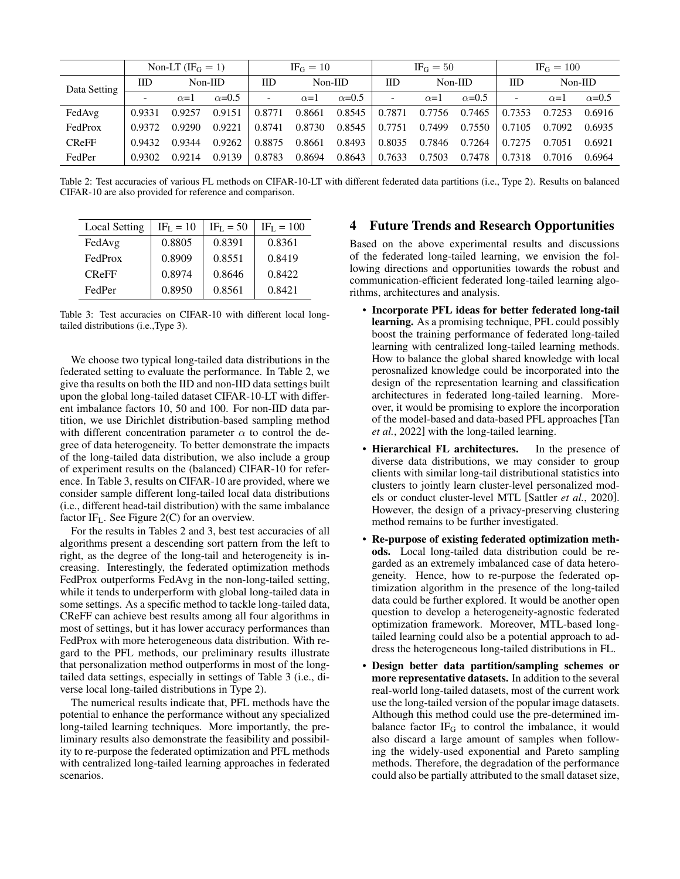| Data Setting | Non-LT ($\mathrm{IF_G} = 1$) | | | $\mathrm{IF_G} = 10$ | | | $\mathrm{IF_G} = 50$ | | | $\mathrm{IF_G} = 100$ | | |
|---|---|---|---|---|---|---|---|---|---|---|---|---|
| | IID | Non-IID | | IID | Non-IID | | IID | Non-IID | | IID | Non-IID | |
| | - | $\alpha$=1 | $\alpha$=0.5 | - | $\alpha$=1 | $\alpha$=0.5 | - | $\alpha$=1 | $\alpha$=0.5 | - | $\alpha$=1 | $\alpha$=0.5 |
| FedAvg | 0.9331 | 0.9257 | 0.9151 | 0.8771 | 0.8661 | 0.8545 | 0.7871 | 0.7756 | 0.7465 | 0.7353 | 0.7253 | 0.6916 |
| FedProx | 0.9372 | 0.9290 | 0.9221 | 0.8741 | 0.8730 | 0.8545 | 0.7751 | 0.7499 | 0.7550 | 0.7105 | 0.7092 | 0.6935 |
| CReFF | 0.9432 | 0.9344 | 0.9262 | 0.8875 | 0.8661 | 0.8493 | 0.8035 | 0.7846 | 0.7264 | 0.7275 | 0.7051 | 0.6921 |
| FedPer | 0.9302 | 0.9214 | 0.9139 | 0.8783 | 0.8694 | 0.8643 | 0.7633 | 0.7503 | 0.7478 | 0.7318 | 0.7016 | 0.6964 |

Table 2: Test accuracies of various FL methods on CIFAR-10-LT with different federated data partitions (i.e., Type 2). Results on balanced CIFAR-10 are also provided for reference and comparison.

| Local Setting | $\mathrm{IF_L}$ = 10 | $\mathrm{IF_L}$ = 50 | $\mathrm{IF_L}$ = 100 |
|---|---|---|---|
| FedAvg | 0.8805 | 0.8391 | 0.8361 |
| FedProx | 0.8909 | 0.8551 | 0.8419 |
| CReFF | 0.8974 | 0.8646 | 0.8422 |
| FedPer | 0.8950 | 0.8561 | 0.8421 |

Table 3: Test accuracies on CIFAR-10 with different local long-tailed distributions (i.e.,Type 3).

We choose two typical long-tailed data distributions in the federated setting to evaluate the performance. In Table 2, we give tha results on both the IID and non-IID data settings built upon the global long-tailed dataset CIFAR-10-LT with different imbalance factors 10, 50 and 100. For non-IID data partition, we use Dirichlet distribution-based sampling method with different concentration parameter $\alpha$ to control the degree of data heterogeneity. To better demonstrate the impacts of the long-tailed data distribution, we also include a group of experiment results on the (balanced) CIFAR-10 for reference. In Table 3, results on CIFAR-10 are provided, where we consider sample different long-tailed local data distributions (i.e., different head-tail distribution) with the same imbalance factor $\mathrm{IF_L}$. See Figure 2(C) for an overview.

For the results in Tables 2 and 3, best test accuracies of all algorithms present a descending sort pattern from the left to right, as the degree of the long-tail and heterogeneity is increasing. Interestingly, the federated optimization methods FedProx outperforms FedAvg in the non-long-tailed setting, while it tends to underperform with global long-tailed data in some settings. As a specific method to tackle long-tailed data, CReFF can achieve best results among all four algorithms in most of settings, but it has lower accuracy performances than FedProx with more heterogeneous data distribution. With regard to the PFL methods, our preliminary results illustrate that personalization method outperforms in most of the long-tailed data settings, especially in settings of Table 3 (i.e., diverse local long-tailed distributions in Type 2).

The numerical results indicate that, PFL methods have the potential to enhance the performance without any specialized long-tailed learning techniques. More importantly, the preliminary results also demonstrate the feasibility and possibility to re-purpose the federated optimization and PFL methods with centralized long-tailed learning approaches in federated scenarios.

## 4 Future Trends and Research Opportunities

Based on the above experimental results and discussions of the federated long-tailed learning, we envision the following directions and opportunities towards the robust and communication-efficient federated long-tailed learning algorithms, architectures and analysis.

- **Incorporate PFL ideas for better federated long-tail learning.** As a promising technique, PFL could possibly boost the training performance of federated long-tailed learning with centralized long-tailed learning methods. How to balance the global shared knowledge with local perosnalized knowledge could be incorporated into the design of the representation learning and classification architectures in federated long-tailed learning. Moreover, it would be promising to explore the incorporation of the model-based and data-based PFL approaches [Tan *et al.*, 2022] with the long-tailed learning.
- **Hierarchical FL architectures.** In the presence of diverse data distributions, we may consider to group clients with similar long-tail distributional statistics into clusters to jointly learn cluster-level personalized models or conduct cluster-level MTL [Sattler *et al.*, 2020]. However, the design of a privacy-preserving clustering method remains to be further investigated.
- **Re-purpose of existing federated optimization methods.** Local long-tailed data distribution could be regarded as an extremely imbalanced case of data heterogeneity. Hence, how to re-purpose the federated optimization algorithm in the presence of the long-tailed data could be further explored. It would be another open question to develop a heterogeneity-agnostic federated optimization framework. Moreover, MTL-based long-tailed learning could also be a potential approach to address the heterogeneous long-tailed distributions in FL.
- **Design better data partition/sampling schemes or more representative datasets.** In addition to the several real-world long-tailed datasets, most of the current work use the long-tailed version of the popular image datasets. Although this method could use the pre-determined imbalance factor $\mathrm{IF_G}$ to control the imbalance, it would also discard a large amount of samples when following the widely-used exponential and Pareto sampling methods. Therefore, the degradation of the performance could also be partially attributed to the small dataset size,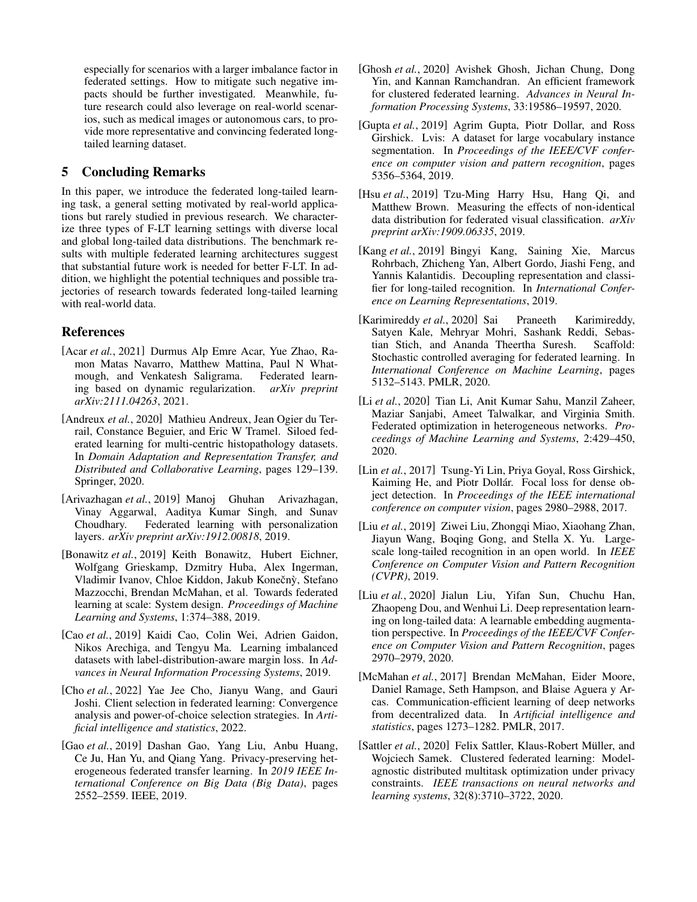especially for scenarios with a larger imbalance factor in federated settings. How to mitigate such negative impacts should be further investigated. Meanwhile, future research could also leverage on real-world scenarios, such as medical images or autonomous cars, to provide more representative and convincing federated long-tailed learning dataset.

## 5 Concluding Remarks

In this paper, we introduce the federated long-tailed learning task, a general setting motivated by real-world applications but rarely studied in previous research. We characterize three types of F-LT learning settings with diverse local and global long-tailed data distributions. The benchmark results with multiple federated learning architectures suggest that substantial future work is needed for better F-LT. In addition, we highlight the potential techniques and possible trajectories of research towards federated long-tailed learning with real-world data.

## References

[Acar *et al.*, 2021] Durmus Alp Emre Acar, Yue Zhao, Ramon Matas Navarro, Matthew Mattina, Paul N Whatmough, and Venkatesh Saligrama. Federated learning based on dynamic regularization. *arXiv preprint arXiv:2111.04263*, 2021.

[Andreux *et al.*, 2020] Mathieu Andreux, Jean Ogier du Terrail, Constance Beguier, and Eric W Tramel. Siloed federated learning for multi-centric histopathology datasets. In *Domain Adaptation and Representation Transfer, and Distributed and Collaborative Learning*, pages 129–139. Springer, 2020.

[Arivazhagan *et al.*, 2019] Manoj Ghuhan Arivazhagan, Vinay Aggarwal, Aaditya Kumar Singh, and Sunav Choudhary. Federated learning with personalization layers. *arXiv preprint arXiv:1912.00818*, 2019.

[Bonawitz *et al.*, 2019] Keith Bonawitz, Hubert Eichner, Wolfgang Grieskamp, Dzmitry Huba, Alex Ingerman, Vladimir Ivanov, Chloe Kiddon, Jakub Konečnỳ, Stefano Mazzocchi, Brendan McMahan, et al. Towards federated learning at scale: System design. *Proceedings of Machine Learning and Systems*, 1:374–388, 2019.

[Cao *et al.*, 2019] Kaidi Cao, Colin Wei, Adrien Gaidon, Nikos Arechiga, and Tengyu Ma. Learning imbalanced datasets with label-distribution-aware margin loss. In *Advances in Neural Information Processing Systems*, 2019.

[Cho *et al.*, 2022] Yae Jee Cho, Jianyu Wang, and Gauri Joshi. Client selection in federated learning: Convergence analysis and power-of-choice selection strategies. In *Artificial intelligence and statistics*, 2022.

[Gao *et al.*, 2019] Dashan Gao, Yang Liu, Anbu Huang, Ce Ju, Han Yu, and Qiang Yang. Privacy-preserving heterogeneous federated transfer learning. In *2019 IEEE International Conference on Big Data (Big Data)*, pages 2552–2559. IEEE, 2019.

[Ghosh *et al.*, 2020] Avishek Ghosh, Jichan Chung, Dong Yin, and Kannan Ramchandran. An efficient framework for clustered federated learning. *Advances in Neural Information Processing Systems*, 33:19586–19597, 2020.

[Gupta *et al.*, 2019] Agrim Gupta, Piotr Dollar, and Ross Girshick. Lvis: A dataset for large vocabulary instance segmentation. In *Proceedings of the IEEE/CVF conference on computer vision and pattern recognition*, pages 5356–5364, 2019.

[Hsu *et al.*, 2019] Tzu-Ming Harry Hsu, Hang Qi, and Matthew Brown. Measuring the effects of non-identical data distribution for federated visual classification. *arXiv preprint arXiv:1909.06335*, 2019.

[Kang *et al.*, 2019] Bingyi Kang, Saining Xie, Marcus Rohrbach, Zhicheng Yan, Albert Gordo, Jiashi Feng, and Yannis Kalantidis. Decoupling representation and classifier for long-tailed recognition. In *International Conference on Learning Representations*, 2019.

[Karimireddy *et al.*, 2020] Sai Praneeth Karimireddy, Satyen Kale, Mehryar Mohri, Sashank Reddi, Sebastian Stich, and Ananda Theertha Suresh. Scaffold: Stochastic controlled averaging for federated learning. In *International Conference on Machine Learning*, pages 5132–5143. PMLR, 2020.

[Li *et al.*, 2020] Tian Li, Anit Kumar Sahu, Manzil Zaheer, Maziar Sanjabi, Ameet Talwalkar, and Virginia Smith. Federated optimization in heterogeneous networks. *Proceedings of Machine Learning and Systems*, 2:429–450, 2020.

[Lin *et al.*, 2017] Tsung-Yi Lin, Priya Goyal, Ross Girshick, Kaiming He, and Piotr Dollár. Focal loss for dense object detection. In *Proceedings of the IEEE international conference on computer vision*, pages 2980–2988, 2017.

[Liu *et al.*, 2019] Ziwei Liu, Zhongqi Miao, Xiaohang Zhan, Jiayun Wang, Boqing Gong, and Stella X. Yu. Large-scale long-tailed recognition in an open world. In *IEEE Conference on Computer Vision and Pattern Recognition (CVPR)*, 2019.

[Liu *et al.*, 2020] Jialun Liu, Yifan Sun, Chuchu Han, Zhaopeng Dou, and Wenhui Li. Deep representation learning on long-tailed data: A learnable embedding augmentation perspective. In *Proceedings of the IEEE/CVF Conference on Computer Vision and Pattern Recognition*, pages 2970–2979, 2020.

[McMahan *et al.*, 2017] Brendan McMahan, Eider Moore, Daniel Ramage, Seth Hampson, and Blaise Aguera y Arcas. Communication-efficient learning of deep networks from decentralized data. In *Artificial intelligence and statistics*, pages 1273–1282. PMLR, 2017.

[Sattler *et al.*, 2020] Felix Sattler, Klaus-Robert Müller, and Wojciech Samek. Clustered federated learning: Model-agnostic distributed multitask optimization under privacy constraints. *IEEE transactions on neural networks and learning systems*, 32(8):3710–3722, 2020.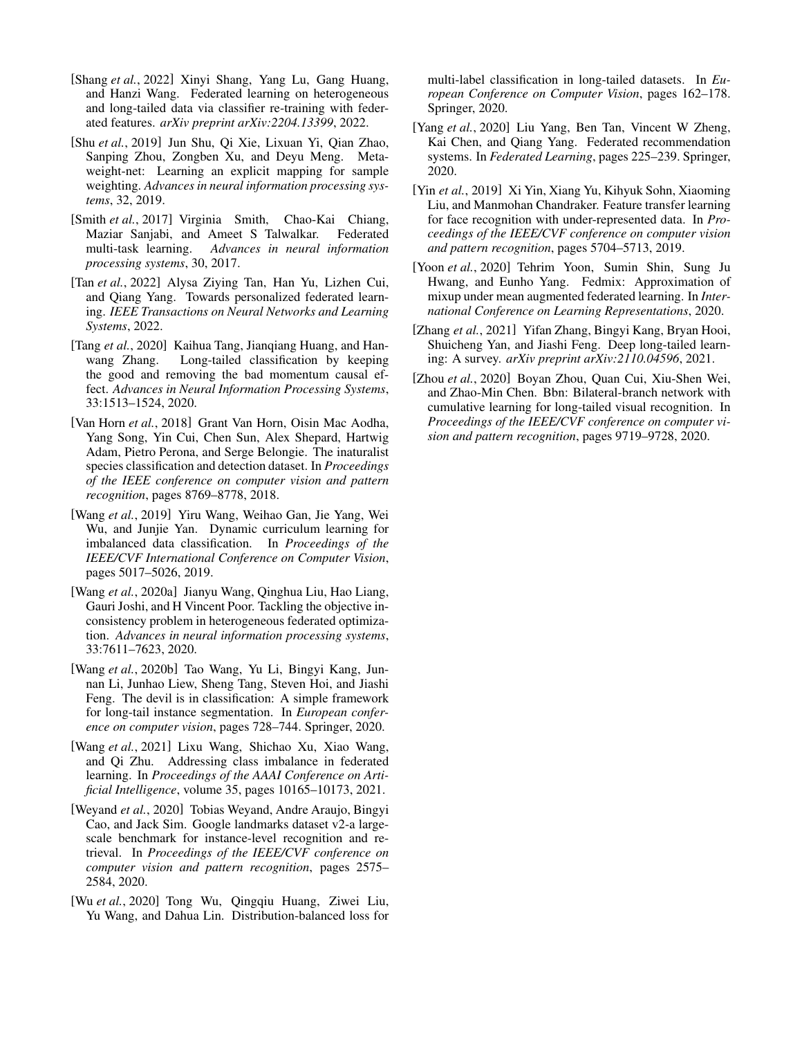[Shang *et al.*, 2022] Xinyi Shang, Yang Lu, Gang Huang, and Hanzi Wang. Federated learning on heterogeneous and long-tailed data via classifier re-training with federated features. *arXiv preprint arXiv:2204.13399*, 2022.

[Shu *et al.*, 2019] Jun Shu, Qi Xie, Lixuan Yi, Qian Zhao, Sanping Zhou, Zongben Xu, and Deyu Meng. Meta-weight-net: Learning an explicit mapping for sample weighting. *Advances in neural information processing systems*, 32, 2019.

[Smith *et al.*, 2017] Virginia Smith, Chao-Kai Chiang, Maziar Sanjabi, and Ameet S Talwalkar. Federated multi-task learning. *Advances in neural information processing systems*, 30, 2017.

[Tan *et al.*, 2022] Alysa Ziying Tan, Han Yu, Lizhen Cui, and Qiang Yang. Towards personalized federated learning. *IEEE Transactions on Neural Networks and Learning Systems*, 2022.

[Tang *et al.*, 2020] Kaihua Tang, Jianqiang Huang, and Hanwang Zhang. Long-tailed classification by keeping the good and removing the bad momentum causal effect. *Advances in Neural Information Processing Systems*, 33:1513–1524, 2020.

[Van Horn *et al.*, 2018] Grant Van Horn, Oisin Mac Aodha, Yang Song, Yin Cui, Chen Sun, Alex Shepard, Hartwig Adam, Pietro Perona, and Serge Belongie. The inaturalist species classification and detection dataset. In *Proceedings of the IEEE conference on computer vision and pattern recognition*, pages 8769–8778, 2018.

[Wang *et al.*, 2019] Yiru Wang, Weihao Gan, Jie Yang, Wei Wu, and Junjie Yan. Dynamic curriculum learning for imbalanced data classification. In *Proceedings of the IEEE/CVF International Conference on Computer Vision*, pages 5017–5026, 2019.

[Wang *et al.*, 2020a] Jianyu Wang, Qinghua Liu, Hao Liang, Gauri Joshi, and H Vincent Poor. Tackling the objective inconsistency problem in heterogeneous federated optimization. *Advances in neural information processing systems*, 33:7611–7623, 2020.

[Wang *et al.*, 2020b] Tao Wang, Yu Li, Bingyi Kang, Junnan Li, Junhao Liew, Sheng Tang, Steven Hoi, and Jiashi Feng. The devil is in classification: A simple framework for long-tail instance segmentation. In *European conference on computer vision*, pages 728–744. Springer, 2020.

[Wang *et al.*, 2021] Lixu Wang, Shichao Xu, Xiao Wang, and Qi Zhu. Addressing class imbalance in federated learning. In *Proceedings of the AAAI Conference on Artificial Intelligence*, volume 35, pages 10165–10173, 2021.

[Weyand *et al.*, 2020] Tobias Weyand, Andre Araujo, Bingyi Cao, and Jack Sim. Google landmarks dataset v2-a large-scale benchmark for instance-level recognition and retrieval. In *Proceedings of the IEEE/CVF conference on computer vision and pattern recognition*, pages 2575–2584, 2020.

[Wu *et al.*, 2020] Tong Wu, Qingqiu Huang, Ziwei Liu, Yu Wang, and Dahua Lin. Distribution-balanced loss for multi-label classification in long-tailed datasets. In *European Conference on Computer Vision*, pages 162–178. Springer, 2020.

[Yang *et al.*, 2020] Liu Yang, Ben Tan, Vincent W Zheng, Kai Chen, and Qiang Yang. Federated recommendation systems. In *Federated Learning*, pages 225–239. Springer, 2020.

[Yin *et al.*, 2019] Xi Yin, Xiang Yu, Kihyuk Sohn, Xiaoming Liu, and Manmohan Chandraker. Feature transfer learning for face recognition with under-represented data. In *Proceedings of the IEEE/CVF conference on computer vision and pattern recognition*, pages 5704–5713, 2019.

[Yoon *et al.*, 2020] Tehrim Yoon, Sumin Shin, Sung Ju Hwang, and Eunho Yang. Fedmix: Approximation of mixup under mean augmented federated learning. In *International Conference on Learning Representations*, 2020.

[Zhang *et al.*, 2021] Yifan Zhang, Bingyi Kang, Bryan Hooi, Shuicheng Yan, and Jiashi Feng. Deep long-tailed learning: A survey. *arXiv preprint arXiv:2110.04596*, 2021.

[Zhou *et al.*, 2020] Boyan Zhou, Quan Cui, Xiu-Shen Wei, and Zhao-Min Chen. Bbn: Bilateral-branch network with cumulative learning for long-tailed visual recognition. In *Proceedings of the IEEE/CVF conference on computer vision and pattern recognition*, pages 9719–9728, 2020.